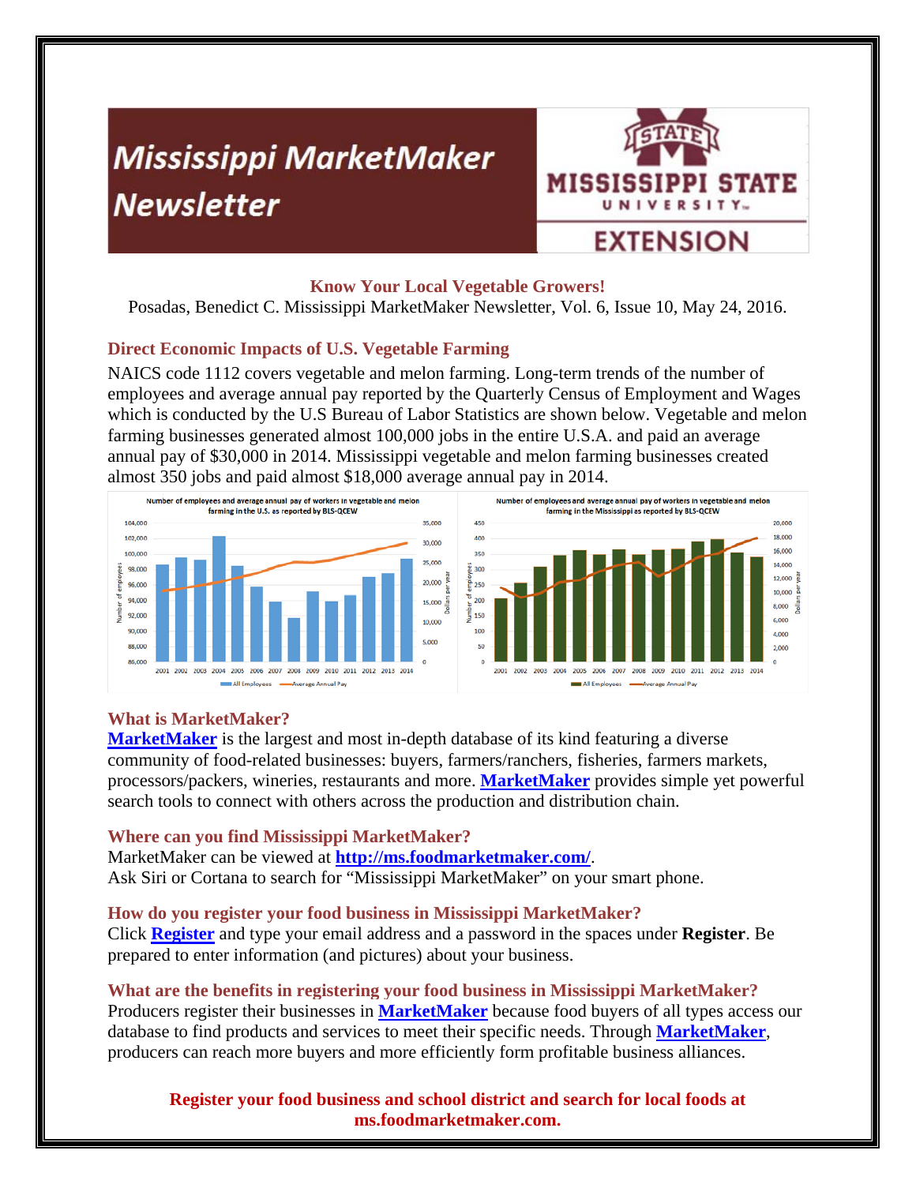# Mississippi MarketMaker Newsletter

MISSISSIPPI STATE UNIVERSITY EXTENSION

**Know Your Local Vegetable Growers!**

Posadas, Benedict C. Mississippi MarketMaker Newsletter, Vol. 6, Issue 10, May 24, 2016.

## Direct Economic Impacts of U.S. Vegetable Farming

NAICS code 1112 covers vegetable and melon farming. Long-term trends of the number of employees and average annual pay reported by the Quarterly Census of Employment and Wages which is conducted by the U.S Bureau of Labor Statistics are shown below. Vegetable and melon farming businesses generated almost 100,000 jobs in the entire U.S.A. and paid an average annual pay of $30,000 in 2014. Mississippi vegetable and melon farming businesses created almost 350 jobs and paid almost $18,000 average annual pay in 2014.

## What is MarketMaker?

**MarketMaker** is the largest and most in-depth database of its kind featuring a diverse community of food-related businesses: buyers, farmers/ranchers, fisheries, farmers markets, processors/packers, wineries, restaurants and more. **MarketMaker** provides simple yet powerful search tools to connect with others across the production and distribution chain.

## Where can you find Mississippi MarketMaker?

MarketMaker can be viewed at **http://ms.foodmarketmaker.com/**.
Ask Siri or Cortana to search for "Mississippi MarketMaker" on your smart phone.

## How do you register your food business in Mississippi MarketMaker?

Click **Register** and type your email address and a password in the spaces under **Register**. Be prepared to enter information (and pictures) about your business.

## What are the benefits in registering your food business in Mississippi MarketMaker?

Producers register their businesses in **MarketMaker** because food buyers of all types access our database to find products and services to meet their specific needs. Through **MarketMaker**, producers can reach more buyers and more efficiently form profitable business alliances.

**Register your food business and school district and search for local foods at ms.foodmarketmaker.com.**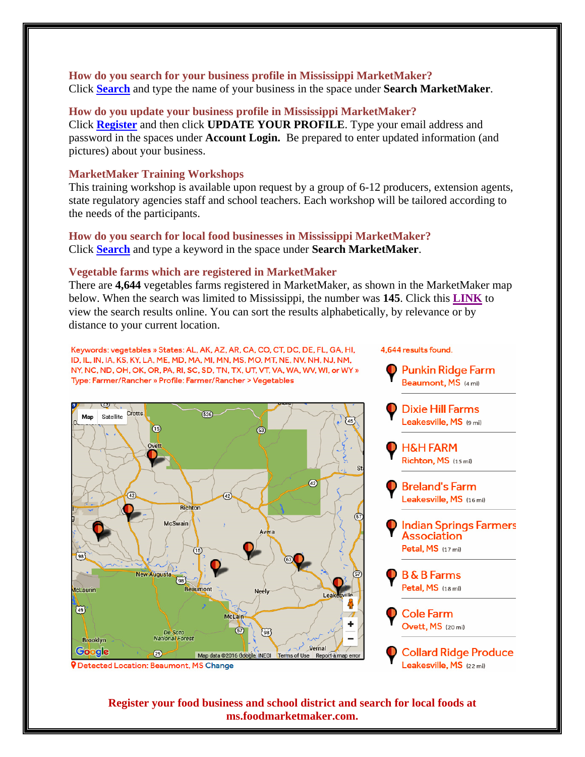### How do you search for your business profile in Mississippi MarketMaker?

Click **Search** and type the name of your business in the space under **Search MarketMaker**.

### How do you update your business profile in Mississippi MarketMaker?

Click **Register** and then click **UPDATE YOUR PROFILE**. Type your email address and password in the spaces under **Account Login.** Be prepared to enter updated information (and pictures) about your business.

### MarketMaker Training Workshops

This training workshop is available upon request by a group of 6-12 producers, extension agents, state regulatory agencies staff and school teachers. Each workshop will be tailored according to the needs of the participants.

### How do you search for local food businesses in Mississippi MarketMaker?

Click **Search** and type a keyword in the space under **Search MarketMaker**.

### Vegetable farms which are registered in MarketMaker

There are **4,644** vegetables farms registered in MarketMaker, as shown in the MarketMaker map below. When the search was limited to Mississippi, the number was **145**. Click this **LINK** to view the search results online. You can sort the results alphabetically, by relevance or by distance to your current location.

Keywords: vegetables » States: AL, AK, AZ, AR, CA, CO, CT, DC, DE, FL, GA, HI, ID, IL, IN, IA, KS, KY, LA, ME, MD, MA, MI, MN, MS, MO, MT, NE, NV, NH, NJ, NM, NY, NC, ND, OH, OK, OR, PA, RI, SC, SD, TN, TX, UT, VT, VA, WA, WV, WI, or WY » Type: Farmer/Rancher » Profile: Farmer/Rancher > Vegetables

Map Satellite

Crotts, Ovett, Richton, McSwain, Avera, New Augusta, Beaumont, Neely, Leakesville, McLaurin, McLain, De Soto National Forest, Brooklyn, Vernal

Map data ©2016 Google, INEGI Terms of Use Report a map error

Detected Location: Beaumont, MS Change

4,644 results found.

- Punkin Ridge Farm — Beaumont, MS (4 mi)
- Dixie Hill Farms — Leakesville, MS (9 mi)
- H&H FARM — Richton, MS (15 mi)
- Breland's Farm — Leakesville, MS (16 mi)
- Indian Springs Farmers Association — Petal, MS (17 mi)
- B & B Farms — Petal, MS (18 mi)
- Cole Farm — Ovett, MS (20 mi)
- Collard Ridge Produce — Leakesville, MS (22 mi)

**Register your food business and school district and search for local foods at ms.foodmarketmaker.com.**